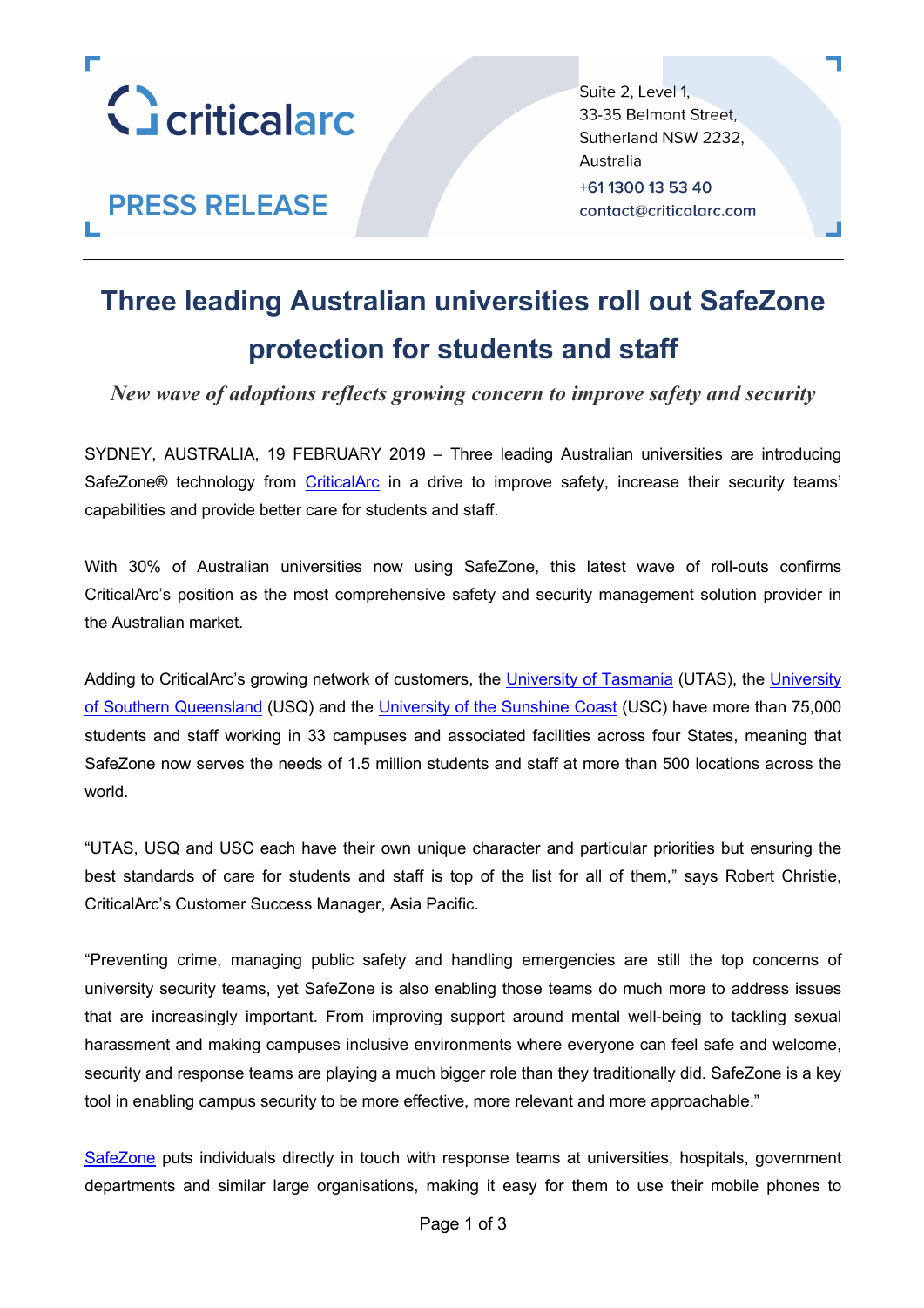criticalarc

PRESS RELEASE

Suite 2, Level 1,
33-35 Belmont Street,
Sutherland NSW 2232,
Australia
+61 1300 13 53 40
contact@criticalarc.com

---

# Three leading Australian universities roll out SafeZone protection for students and staff

***New wave of adoptions reflects growing concern to improve safety and security***

SYDNEY, AUSTRALIA, 19 FEBRUARY 2019 – Three leading Australian universities are introducing SafeZone® technology from CriticalArc in a drive to improve safety, increase their security teams' capabilities and provide better care for students and staff.

With 30% of Australian universities now using SafeZone, this latest wave of roll-outs confirms CriticalArc's position as the most comprehensive safety and security management solution provider in the Australian market.

Adding to CriticalArc's growing network of customers, the University of Tasmania (UTAS), the University of Southern Queensland (USQ) and the University of the Sunshine Coast (USC) have more than 75,000 students and staff working in 33 campuses and associated facilities across four States, meaning that SafeZone now serves the needs of 1.5 million students and staff at more than 500 locations across the world.

"UTAS, USQ and USC each have their own unique character and particular priorities but ensuring the best standards of care for students and staff is top of the list for all of them," says Robert Christie, CriticalArc's Customer Success Manager, Asia Pacific.

"Preventing crime, managing public safety and handling emergencies are still the top concerns of university security teams, yet SafeZone is also enabling those teams do much more to address issues that are increasingly important. From improving support around mental well-being to tackling sexual harassment and making campuses inclusive environments where everyone can feel safe and welcome, security and response teams are playing a much bigger role than they traditionally did. SafeZone is a key tool in enabling campus security to be more effective, more relevant and more approachable."

SafeZone puts individuals directly in touch with response teams at universities, hospitals, government departments and similar large organisations, making it easy for them to use their mobile phones to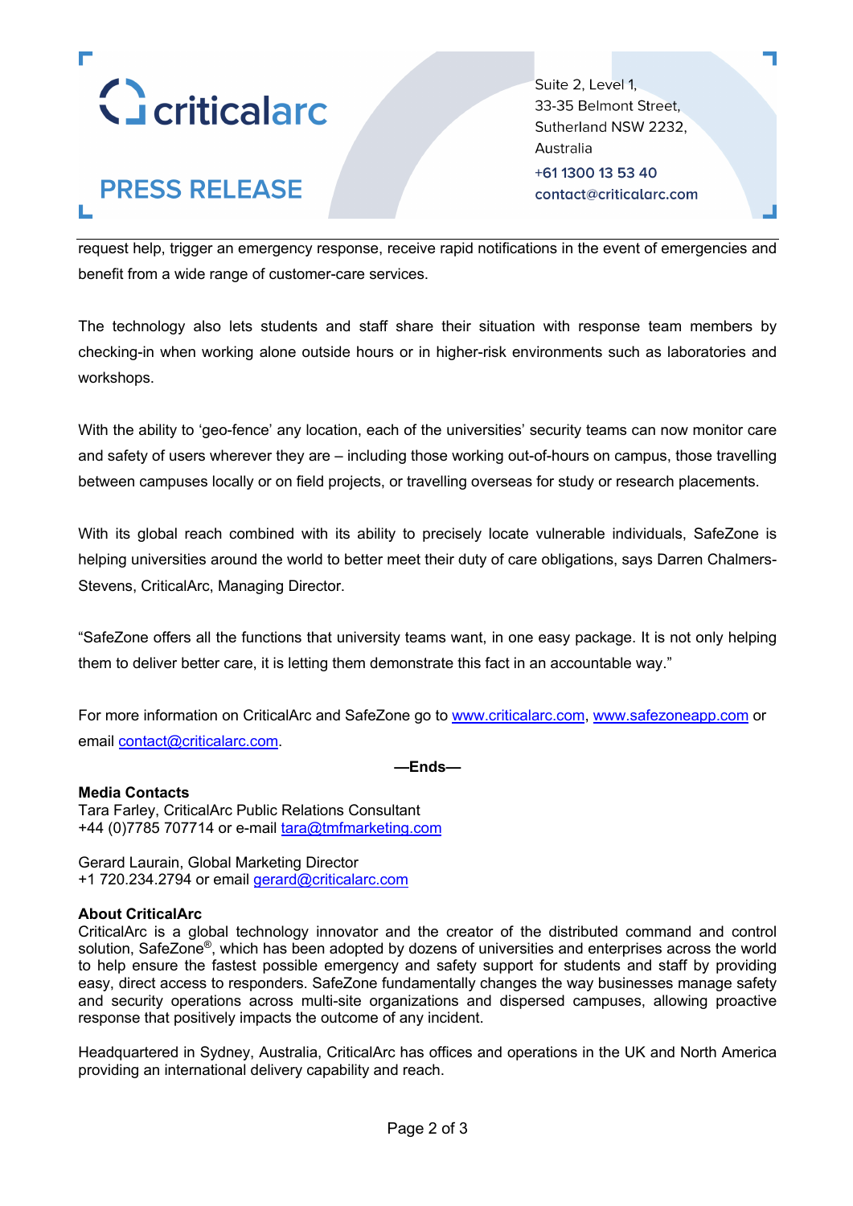request help, trigger an emergency response, receive rapid notifications in the event of emergencies and benefit from a wide range of customer-care services.

The technology also lets students and staff share their situation with response team members by checking-in when working alone outside hours or in higher-risk environments such as laboratories and workshops.

With the ability to 'geo-fence' any location, each of the universities' security teams can now monitor care and safety of users wherever they are – including those working out-of-hours on campus, those travelling between campuses locally or on field projects, or travelling overseas for study or research placements.

With its global reach combined with its ability to precisely locate vulnerable individuals, SafeZone is helping universities around the world to better meet their duty of care obligations, says Darren Chalmers-Stevens, CriticalArc, Managing Director.

"SafeZone offers all the functions that university teams want, in one easy package. It is not only helping them to deliver better care, it is letting them demonstrate this fact in an accountable way."

For more information on CriticalArc and SafeZone go to www.criticalarc.com, www.safezoneapp.com or email contact@criticalarc.com.

**—Ends—**

**Media Contacts**
Tara Farley, CriticalArc Public Relations Consultant
+44 (0)7785 707714 or e-mail tara@tmfmarketing.com

Gerard Laurain, Global Marketing Director
+1 720.234.2794 or email gerard@criticalarc.com

**About CriticalArc**
CriticalArc is a global technology innovator and the creator of the distributed command and control solution, SafeZone®, which has been adopted by dozens of universities and enterprises across the world to help ensure the fastest possible emergency and safety support for students and staff by providing easy, direct access to responders. SafeZone fundamentally changes the way businesses manage safety and security operations across multi-site organizations and dispersed campuses, allowing proactive response that positively impacts the outcome of any incident.

Headquartered in Sydney, Australia, CriticalArc has offices and operations in the UK and North America providing an international delivery capability and reach.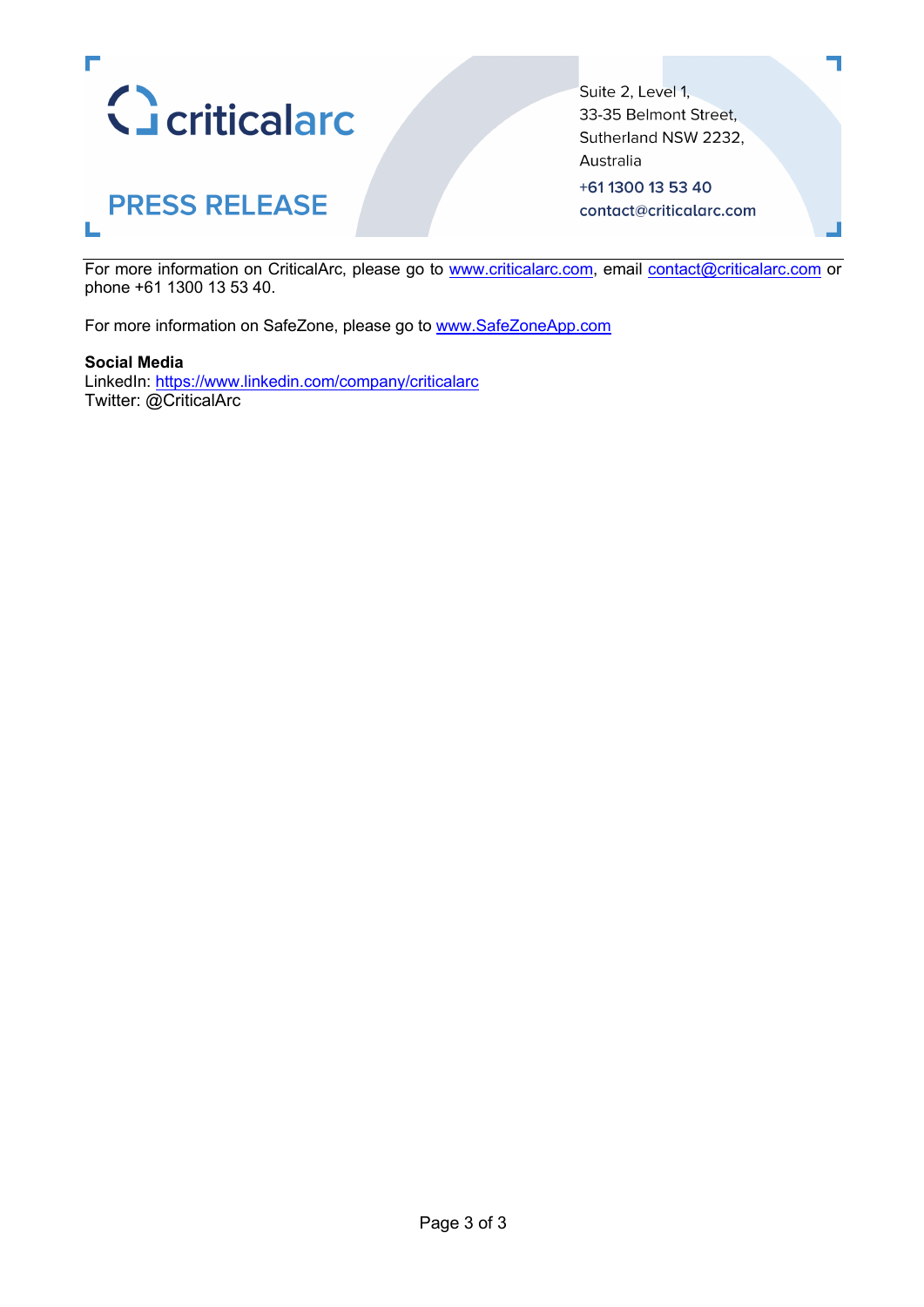For more information on CriticalArc, please go to www.criticalarc.com, email contact@criticalarc.com or phone +61 1300 13 53 40.

For more information on SafeZone, please go to www.SafeZoneApp.com

**Social Media**
LinkedIn: https://www.linkedin.com/company/criticalarc
Twitter: @CriticalArc